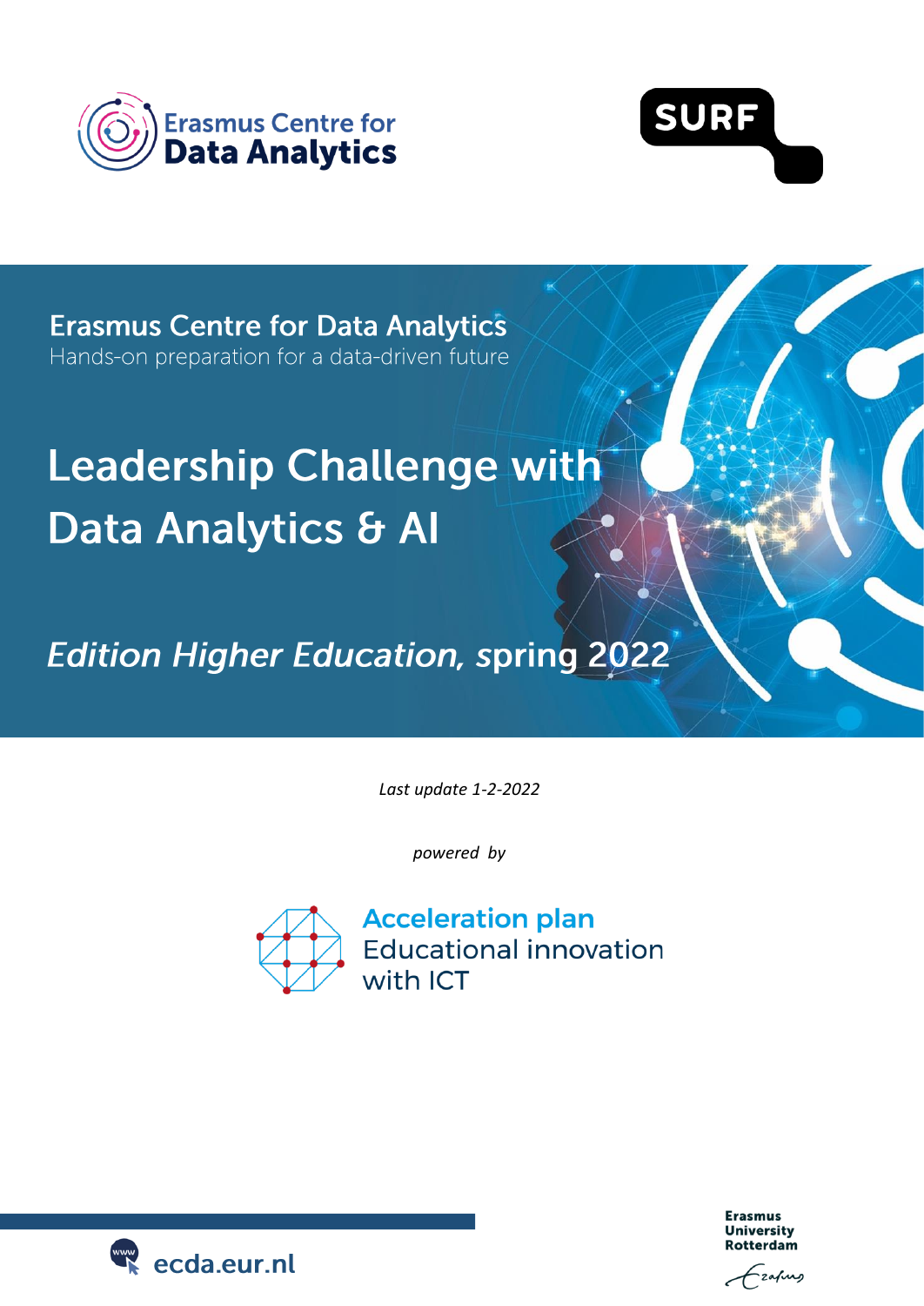Erasmus Centre for Data Analytics

SURF

Erasmus Centre for Data Analytics

Hands-on preparation for a data-driven future

# Leadership Challenge with Data Analytics & AI

*Edition Higher Education, spring 2022*

*Last update 1-2-2022*

*powered by*

Acceleration plan
Educational innovation with ICT

ecda.eur.nl

Erasmus University Rotterdam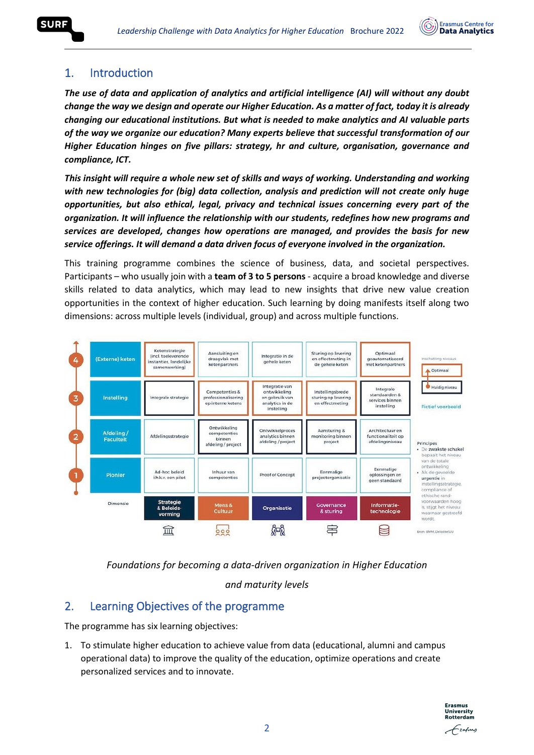## 1. Introduction

***The use of data and application of analytics and artificial intelligence (AI) will without any doubt change the way we design and operate our Higher Education. As a matter of fact, today it is already changing our educational institutions. But what is needed to make analytics and AI valuable parts of the way we organize our education? Many experts believe that successful transformation of our Higher Education hinges on five pillars: strategy, hr and culture, organisation, governance and compliance, ICT.***

***This insight will require a whole new set of skills and ways of working. Understanding and working with new technologies for (big) data collection, analysis and prediction will not create only huge opportunities, but also ethical, legal, privacy and technical issues concerning every part of the organization. It will influence the relationship with our students, redefines how new programs and services are developed, changes how operations are managed, and provides the basis for new service offerings. It will demand a data driven focus of everyone involved in the organization.***

This training programme combines the science of business, data, and societal perspectives. Participants – who usually join with a **team of 3 to 5 persons** - acquire a broad knowledge and diverse skills related to data analytics, which may lead to new insights that drive new value creation opportunities in the context of higher education. Such learning by doing manifests itself along two dimensions: across multiple levels (individual, group) and across multiple functions.

| | | | | | |
|---|---|---|---|---|---|
| 4 (Externe) keten | Ketenstrategie (incl. toeleverende instanties, landelijke samenwerking) | Aansluiting en draagvlak met ketenpartners | Integratie in de gehele keten | Sturing op levering en effectmeting in de gehele keten | Optimaal geautomatiseerd met ketenpartners |
| 3 Instelling | Integrale strategie | Competenties & professionalisering op interne ketens | Integratie van ontwikkeling en gebruik van analytics in de instelling | Instellingsbrede sturing op levering en effectmeting | Integrale standaarden & services binnen instelling |
| 2 Afdeling / Faculteit | Afdelingsstrategie | Ontwikkeling competenties binnen afdeling / project | Ontwikkelproces analytics binnen afdeling / project | Aansturing & monitoring binnen project | Architectuur en functionaliteit op afdelingsniveau |
| 1 Pionier | Ad-hoc beleid i.h.k.v. een pilot | Inhuur van competenties | Proof of Concept | Eenmalige projectorganisatie | Eenmalige oplossingen en geen standaard |
| Dimensie | Strategie & Beleidsvorming | Mens & Cultuur | Organisatie | Governance & sturing | Informatie-technologie |

Inschatting niveaus
Optimaal
Huidig niveau
Fictief voorbeeld

Principes
- De zwakste schakel bepaalt het niveau van de totale ontwikkeling
- Als de gevoelde urgentie in instellingsstrategie, compliance of ethische randvoorwaarden hoog is, stijgt het niveau waarnaar gestreefd wordt.

Bron: BMM, Deloitte/UU

*Foundations for becoming a data-driven organization in Higher Education and maturity levels*

## 2. Learning Objectives of the programme

The programme has six learning objectives:

1. To stimulate higher education to achieve value from data (educational, alumni and campus operational data) to improve the quality of the education, optimize operations and create personalized services and to innovate.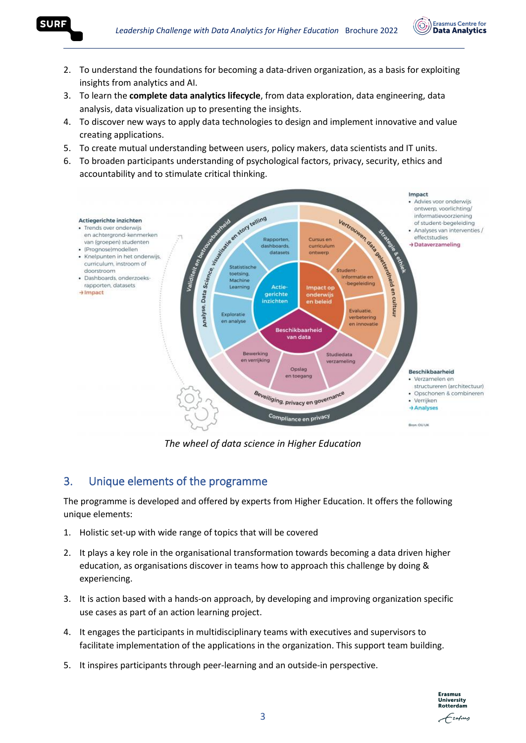2. To understand the foundations for becoming a data-driven organization, as a basis for exploiting insights from analytics and AI.
3. To learn the **complete data analytics lifecycle**, from data exploration, data engineering, data analysis, data visualization up to presenting the insights.
4. To discover new ways to apply data technologies to design and implement innovative and value creating applications.
5. To create mutual understanding between users, policy makers, data scientists and IT units.
6. To broaden participants understanding of psychological factors, privacy, security, ethics and accountability and to stimulate critical thinking.

Actiegerichte inzichten
- Trends over onderwijs en achtergrond-kenmerken van (groepen) studenten
- (Prognose)modellen
- Knelpunten in het onderwijs, curriculum, instroom of doorstroom
- Dashboards, onderzoeks-rapporten, datasets

→ Impact

Impact
- Advies voor onderwijs ontwerp, voorlichting/ informatievoorziening of student-begeleiding
- Analyses van interventies / effectstudies

→ Dataverzameling

Beschikbaarheid
- Verzamelen en structureren (architectuur)
- Opschonen & combineren
- Verrijken

→ Analyses

Validiteit en betrouwbaarheid
Analyse, Data Science, visualisatie en story telling
Vertrouwen, data geletterdheid en cultuur
Strategie & ethiek
Beveiliging, privacy en governance
Compliance en privacy

Rapporten, dashboards, datasets
Cursus en curriculum ontwerp
Statistische toetsing, Machine Learning
Actie-gerichte inzichten
Impact op onderwijs en beleid
Student-informatie en -begeleiding
Exploratie en analyse
Evaluatie, verbetering en innovatie
Beschikbaarheid van data
Bewerking en verrijking
Studiedata verzameling
Opslag en toegang

Bron: OU UK

*The wheel of data science in Higher Education*

## 3. Unique elements of the programme

The programme is developed and offered by experts from Higher Education. It offers the following unique elements:

1. Holistic set-up with wide range of topics that will be covered
2. It plays a key role in the organisational transformation towards becoming a data driven higher education, as organisations discover in teams how to approach this challenge by doing & experiencing.
3. It is action based with a hands-on approach, by developing and improving organization specific use cases as part of an action learning project.
4. It engages the participants in multidisciplinary teams with executives and supervisors to facilitate implementation of the applications in the organization. This support team building.
5. It inspires participants through peer-learning and an outside-in perspective.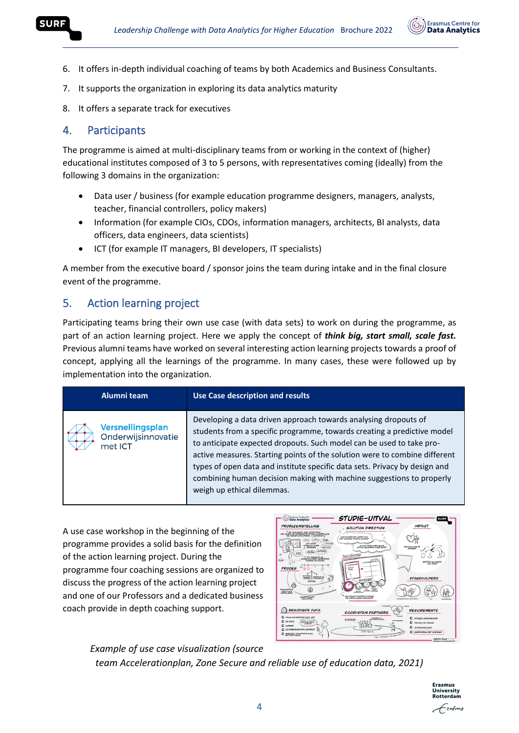6. It offers in-depth individual coaching of teams by both Academics and Business Consultants.
7. It supports the organization in exploring its data analytics maturity
8. It offers a separate track for executives

## 4. Participants

The programme is aimed at multi-disciplinary teams from or working in the context of (higher) educational institutes composed of 3 to 5 persons, with representatives coming (ideally) from the following 3 domains in the organization:

- Data user / business (for example education programme designers, managers, analysts, teacher, financial controllers, policy makers)
- Information (for example CIOs, CDOs, information managers, architects, BI analysts, data officers, data engineers, data scientists)
- ICT (for example IT managers, BI developers, IT specialists)

A member from the executive board / sponsor joins the team during intake and in the final closure event of the programme.

## 5. Action learning project

Participating teams bring their own use case (with data sets) to work on during the programme, as part of an action learning project. Here we apply the concept of ***think big, start small, scale fast.*** Previous alumni teams have worked on several interesting action learning projects towards a proof of concept, applying all the learnings of the programme. In many cases, these were followed up by implementation into the organization.

| Alumni team | Use Case description and results |
|---|---|
| Versnellingsplan Onderwijsinnovatie met ICT | Developing a data driven approach towards analysing dropouts of students from a specific programme, towards creating a predictive model to anticipate expected dropouts. Such model can be used to take pro-active measures. Starting points of the solution were to combine different types of open data and institute specific data sets. Privacy by design and combining human decision making with machine suggestions to properly weigh up ethical dilemmas. |

A use case workshop in the beginning of the programme provides a solid basis for the definition of the action learning project. During the programme four coaching sessions are organized to discuss the progress of the action learning project and one of our Professors and a dedicated business coach provide in depth coaching support.

*Example of use case visualization (source team Accelerationplan, Zone Secure and reliable use of education data, 2021)*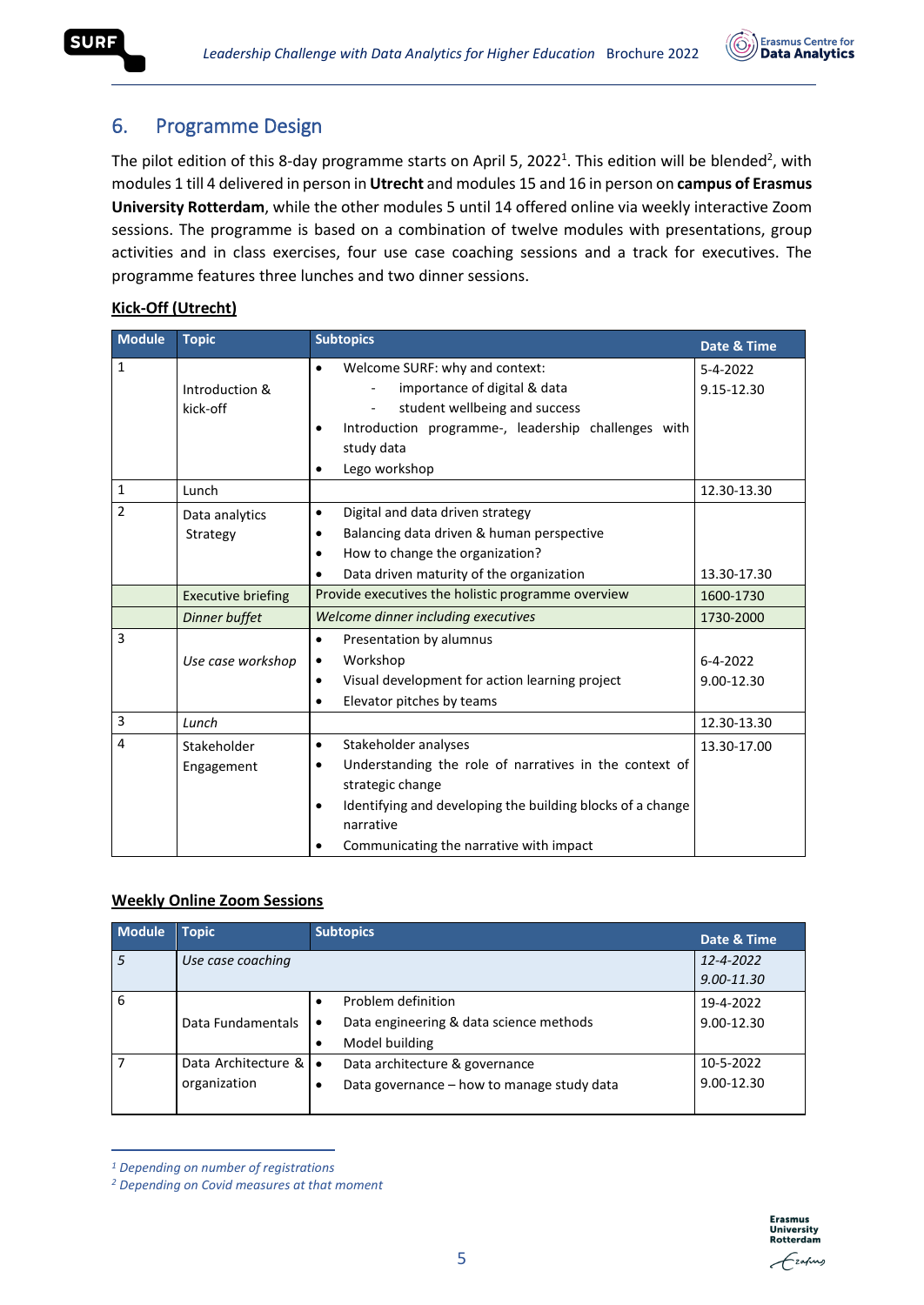## 6. Programme Design

The pilot edition of this 8-day programme starts on April 5, 2022[1]. This edition will be blended[2], with modules 1 till 4 delivered in person in **Utrecht** and modules 15 and 16 in person on **campus of Erasmus University Rotterdam**, while the other modules 5 until 14 offered online via weekly interactive Zoom sessions. The programme is based on a combination of twelve modules with presentations, group activities and in class exercises, four use case coaching sessions and a track for executives. The programme features three lunches and two dinner sessions.

**Kick-Off (Utrecht)**

| Module | Topic | Subtopics | Date & Time |
|---|---|---|---|
| 1 | Introduction & kick-off | • Welcome SURF: why and context:<br>- importance of digital & data<br>- student wellbeing and success<br>• Introduction programme-, leadership challenges with study data<br>• Lego workshop | 5-4-2022<br>9.15-12.30 |
| 1 | Lunch | | 12.30-13.30 |
| 2 | Data analytics Strategy | • Digital and data driven strategy<br>• Balancing data driven & human perspective<br>• How to change the organization?<br>• Data driven maturity of the organization | 13.30-17.30 |
| | Executive briefing | Provide executives the holistic programme overview | 1600-1730 |
| | *Dinner buffet* | *Welcome dinner including executives* | 1730-2000 |
| 3 | *Use case workshop* | • Presentation by alumnus<br>• Workshop<br>• Visual development for action learning project<br>• Elevator pitches by teams | 6-4-2022<br>9.00-12.30 |
| 3 | *Lunch* | | 12.30-13.30 |
| 4 | Stakeholder Engagement | • Stakeholder analyses<br>• Understanding the role of narratives in the context of strategic change<br>• Identifying and developing the building blocks of a change narrative<br>• Communicating the narrative with impact | 13.30-17.00 |

**Weekly Online Zoom Sessions**

| Module | Topic | Subtopics | Date & Time |
|---|---|---|---|
| *5* | *Use case coaching* | | *12-4-2022*<br>*9.00-11.30* |
| 6 | Data Fundamentals | • Problem definition<br>• Data engineering & data science methods<br>• Model building | 19-4-2022<br>9.00-12.30 |
| 7 | Data Architecture & organization | • Data architecture & governance<br>• Data governance – how to manage study data | 10-5-2022<br>9.00-12.30 |

*[1] Depending on number of registrations*

*[2] Depending on Covid measures at that moment*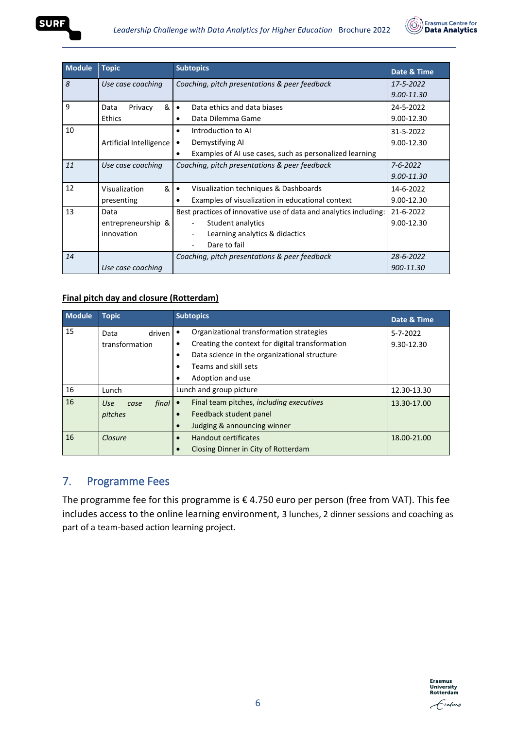| Module | Topic | Subtopics | Date & Time |
|---|---|---|---|
| *8* | *Use case coaching* | *Coaching, pitch presentations & peer feedback* | *17-5-2022 9.00-11.30* |
| 9 | Data Privacy & Ethics | • Data ethics and data biases<br>• Data Dilemma Game | 24-5-2022 9.00-12.30 |
| 10 | Artificial Intelligence | • Introduction to AI<br>• Demystifying AI<br>• Examples of AI use cases, such as personalized learning | 31-5-2022 9.00-12.30 |
| *11* | *Use case coaching* | *Coaching, pitch presentations & peer feedback* | *7-6-2022 9.00-11.30* |
| 12 | Visualization & presenting | • Visualization techniques & Dashboards<br>• Examples of visualization in educational context | 14-6-2022 9.00-12.30 |
| 13 | Data entrepreneurship & innovation | Best practices of innovative use of data and analytics including:<br>- Student analytics<br>- Learning analytics & didactics<br>- Dare to fail | 21-6-2022 9.00-12.30 |
| *14* | *Use case coaching* | *Coaching, pitch presentations & peer feedback* | *28-6-2022 900-11.30* |

**Final pitch day and closure (Rotterdam)**

| Module | Topic | Subtopics | Date & Time |
|---|---|---|---|
| 15 | Data driven transformation | • Organizational transformation strategies<br>• Creating the context for digital transformation<br>• Data science in the organizational structure<br>• Teams and skill sets<br>• Adoption and use | 5-7-2022 9.30-12.30 |
| 16 | Lunch | Lunch and group picture | 12.30-13.30 |
| 16 | *Use case final pitches* | • Final team pitches, *including executives*<br>• Feedback student panel<br>• Judging & announcing winner | 13.30-17.00 |
| 16 | *Closure* | • Handout certificates<br>• Closing Dinner in City of Rotterdam | 18.00-21.00 |

## 7. Programme Fees

The programme fee for this programme is € 4.750 euro per person (free from VAT). This fee includes access to the online learning environment, 3 lunches, 2 dinner sessions and coaching as part of a team-based action learning project.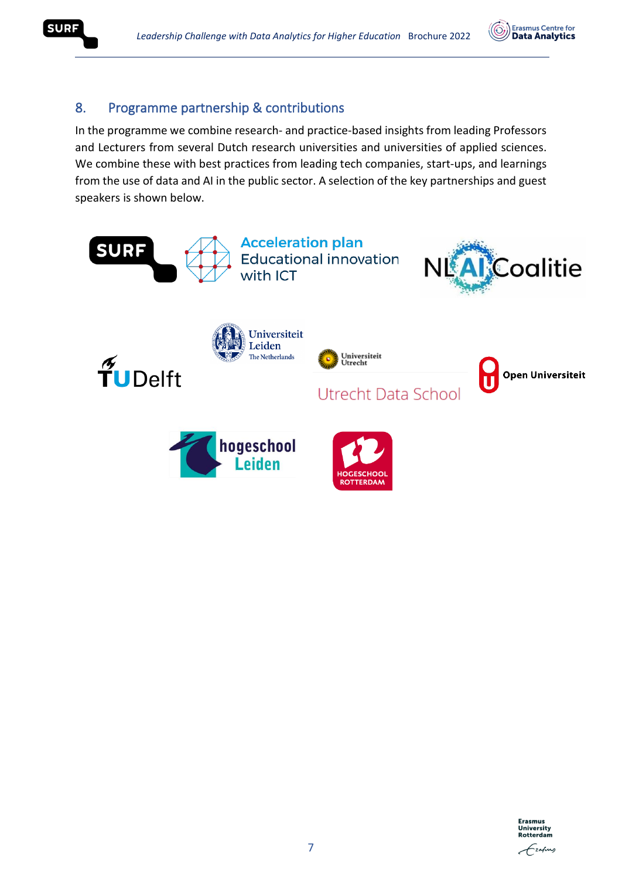## 8. Programme partnership & contributions

In the programme we combine research- and practice-based insights from leading Professors and Lecturers from several Dutch research universities and universities of applied sciences. We combine these with best practices from leading tech companies, start-ups, and learnings from the use of data and AI in the public sector. A selection of the key partnerships and guest speakers is shown below.